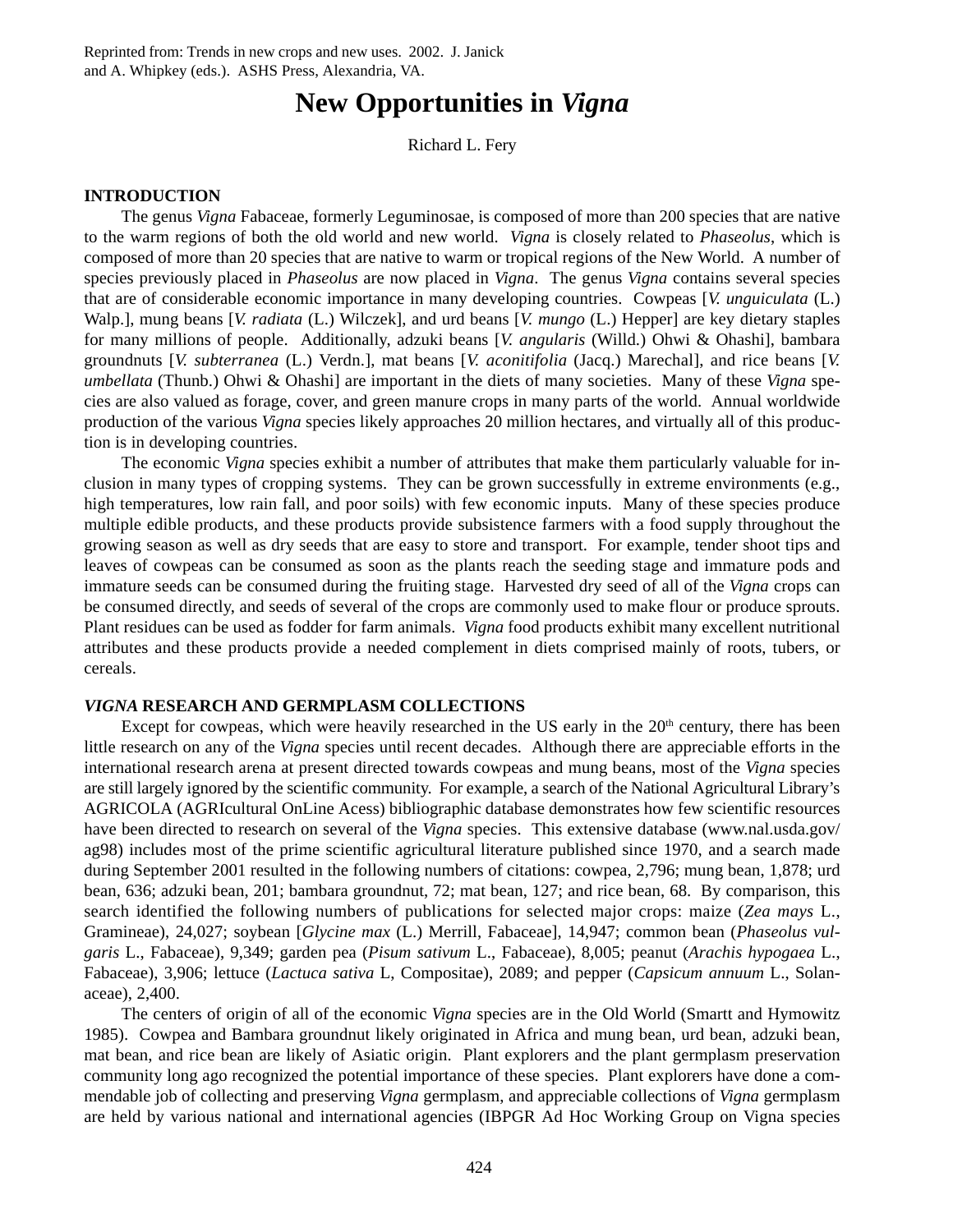Reprinted from: Trends in new crops and new uses. 2002. J. Janick and A. Whipkey (eds.). ASHS Press, Alexandria, VA.

# New Opportunities in *Vigna*

Richard L. Fery

## INTRODUCTION

The genus *Vigna* Fabaceae, formerly Leguminosae, is composed of more than 200 species that are native to the warm regions of both the old world and new world. *Vigna* is closely related to *Phaseolus*, which is composed of more than 20 species that are native to warm or tropical regions of the New World. A number of species previously placed in *Phaseolus* are now placed in *Vigna*. The genus *Vigna* contains several species that are of considerable economic importance in many developing countries. Cowpeas [*V. unguiculata* (L.) Walp.], mung beans [*V. radiata* (L.) Wilczek], and urd beans [*V. mungo* (L.) Hepper] are key dietary staples for many millions of people. Additionally, adzuki beans [*V. angularis* (Willd.) Ohwi & Ohashi], bambara groundnuts [*V. subterranea* (L.) Verdn.], mat beans [*V. aconitifolia* (Jacq.) Marechal], and rice beans [*V. umbellata* (Thunb.) Ohwi & Ohashi] are important in the diets of many societies. Many of these *Vigna* species are also valued as forage, cover, and green manure crops in many parts of the world. Annual worldwide production of the various *Vigna* species likely approaches 20 million hectares, and virtually all of this production is in developing countries.

The economic *Vigna* species exhibit a number of attributes that make them particularly valuable for inclusion in many types of cropping systems. They can be grown successfully in extreme environments (e.g., high temperatures, low rain fall, and poor soils) with few economic inputs. Many of these species produce multiple edible products, and these products provide subsistence farmers with a food supply throughout the growing season as well as dry seeds that are easy to store and transport. For example, tender shoot tips and leaves of cowpeas can be consumed as soon as the plants reach the seeding stage and immature pods and immature seeds can be consumed during the fruiting stage. Harvested dry seed of all of the *Vigna* crops can be consumed directly, and seeds of several of the crops are commonly used to make flour or produce sprouts. Plant residues can be used as fodder for farm animals. *Vigna* food products exhibit many excellent nutritional attributes and these products provide a needed complement in diets comprised mainly of roots, tubers, or cereals.

## *VIGNA* RESEARCH AND GERMPLASM COLLECTIONS

Except for cowpeas, which were heavily researched in the US early in the 20th century, there has been little research on any of the *Vigna* species until recent decades. Although there are appreciable efforts in the international research arena at present directed towards cowpeas and mung beans, most of the *Vigna* species are still largely ignored by the scientific community. For example, a search of the National Agricultural Library's AGRICOLA (AGRIcultural OnLine Acess) bibliographic database demonstrates how few scientific resources have been directed to research on several of the *Vigna* species. This extensive database (www.nal.usda.gov/ag98) includes most of the prime scientific agricultural literature published since 1970, and a search made during September 2001 resulted in the following numbers of citations: cowpea, 2,796; mung bean, 1,878; urd bean, 636; adzuki bean, 201; bambara groundnut, 72; mat bean, 127; and rice bean, 68. By comparison, this search identified the following numbers of publications for selected major crops: maize (*Zea mays* L., Gramineae), 24,027; soybean [*Glycine max* (L.) Merrill, Fabaceae], 14,947; common bean (*Phaseolus vulgaris* L., Fabaceae), 9,349; garden pea (*Pisum sativum* L., Fabaceae), 8,005; peanut (*Arachis hypogaea* L., Fabaceae), 3,906; lettuce (*Lactuca sativa* L, Compositae), 2089; and pepper (*Capsicum annuum* L., Solanaceae), 2,400.

The centers of origin of all of the economic *Vigna* species are in the Old World (Smartt and Hymowitz 1985). Cowpea and Bambara groundnut likely originated in Africa and mung bean, urd bean, adzuki bean, mat bean, and rice bean are likely of Asiatic origin. Plant explorers and the plant germplasm preservation community long ago recognized the potential importance of these species. Plant explorers have done a commendable job of collecting and preserving *Vigna* germplasm, and appreciable collections of *Vigna* germplasm are held by various national and international agencies (IBPGR Ad Hoc Working Group on Vigna species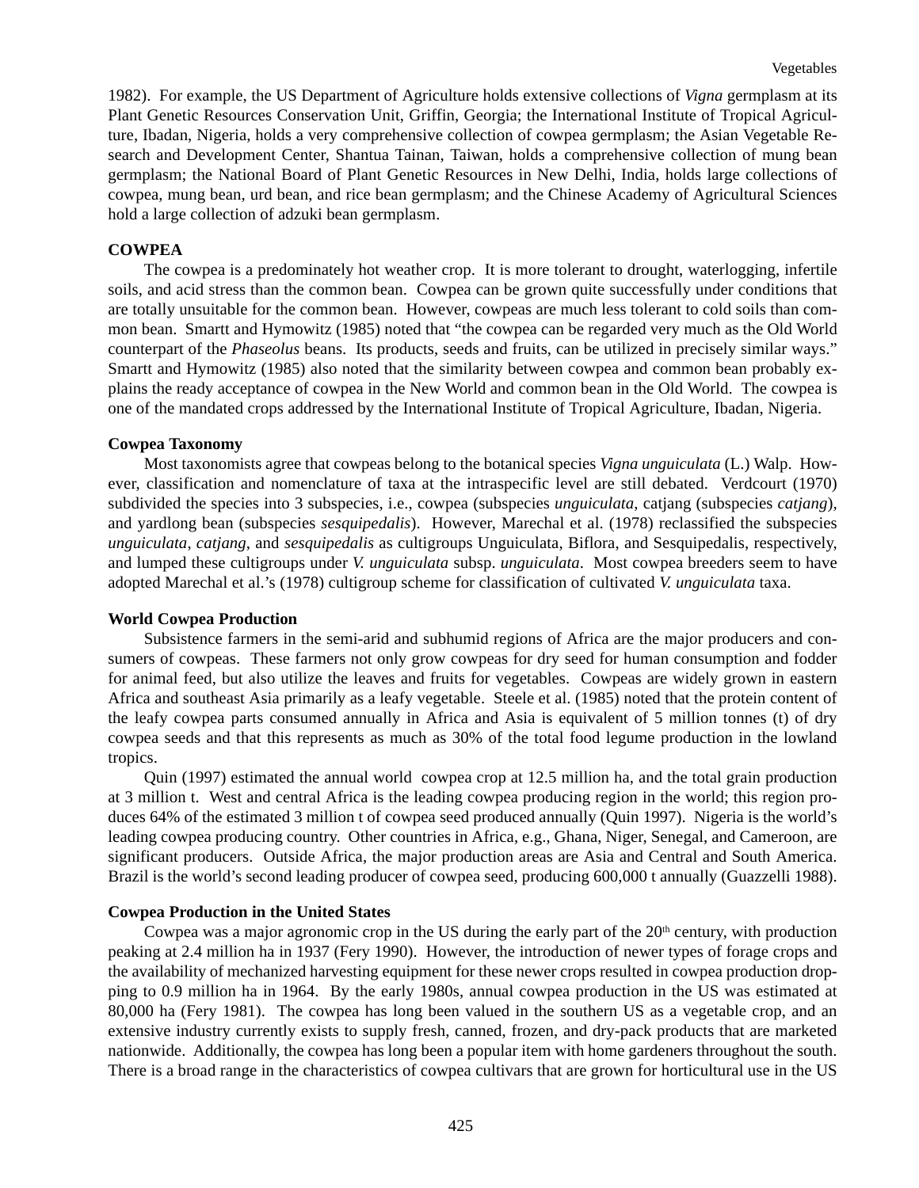1982). For example, the US Department of Agriculture holds extensive collections of *Vigna* germplasm at its Plant Genetic Resources Conservation Unit, Griffin, Georgia; the International Institute of Tropical Agriculture, Ibadan, Nigeria, holds a very comprehensive collection of cowpea germplasm; the Asian Vegetable Research and Development Center, Shantua Tainan, Taiwan, holds a comprehensive collection of mung bean germplasm; the National Board of Plant Genetic Resources in New Delhi, India, holds large collections of cowpea, mung bean, urd bean, and rice bean germplasm; and the Chinese Academy of Agricultural Sciences hold a large collection of adzuki bean germplasm.

## COWPEA

The cowpea is a predominately hot weather crop. It is more tolerant to drought, waterlogging, infertile soils, and acid stress than the common bean. Cowpea can be grown quite successfully under conditions that are totally unsuitable for the common bean. However, cowpeas are much less tolerant to cold soils than common bean. Smartt and Hymowitz (1985) noted that "the cowpea can be regarded very much as the Old World counterpart of the *Phaseolus* beans. Its products, seeds and fruits, can be utilized in precisely similar ways." Smartt and Hymowitz (1985) also noted that the similarity between cowpea and common bean probably explains the ready acceptance of cowpea in the New World and common bean in the Old World. The cowpea is one of the mandated crops addressed by the International Institute of Tropical Agriculture, Ibadan, Nigeria.

### Cowpea Taxonomy

Most taxonomists agree that cowpeas belong to the botanical species *Vigna unguiculata* (L.) Walp. However, classification and nomenclature of taxa at the intraspecific level are still debated. Verdcourt (1970) subdivided the species into 3 subspecies, i.e., cowpea (subspecies *unguiculata*, catjang (subspecies *catjang*), and yardlong bean (subspecies *sesquipedalis*). However, Marechal et al. (1978) reclassified the subspecies *unguiculata*, *catjang*, and *sesquipedalis* as cultigroups Unguiculata, Biflora, and Sesquipedalis, respectively, and lumped these cultigroups under *V. unguiculata* subsp. *unguiculata*. Most cowpea breeders seem to have adopted Marechal et al.'s (1978) cultigroup scheme for classification of cultivated *V. unguiculata* taxa.

### World Cowpea Production

Subsistence farmers in the semi-arid and subhumid regions of Africa are the major producers and consumers of cowpeas. These farmers not only grow cowpeas for dry seed for human consumption and fodder for animal feed, but also utilize the leaves and fruits for vegetables. Cowpeas are widely grown in eastern Africa and southeast Asia primarily as a leafy vegetable. Steele et al. (1985) noted that the protein content of the leafy cowpea parts consumed annually in Africa and Asia is equivalent of 5 million tonnes (t) of dry cowpea seeds and that this represents as much as 30% of the total food legume production in the lowland tropics.

Quin (1997) estimated the annual world cowpea crop at 12.5 million ha, and the total grain production at 3 million t. West and central Africa is the leading cowpea producing region in the world; this region produces 64% of the estimated 3 million t of cowpea seed produced annually (Quin 1997). Nigeria is the world's leading cowpea producing country. Other countries in Africa, e.g., Ghana, Niger, Senegal, and Cameroon, are significant producers. Outside Africa, the major production areas are Asia and Central and South America. Brazil is the world's second leading producer of cowpea seed, producing 600,000 t annually (Guazzelli 1988).

### Cowpea Production in the United States

Cowpea was a major agronomic crop in the US during the early part of the 20th century, with production peaking at 2.4 million ha in 1937 (Fery 1990). However, the introduction of newer types of forage crops and the availability of mechanized harvesting equipment for these newer crops resulted in cowpea production dropping to 0.9 million ha in 1964. By the early 1980s, annual cowpea production in the US was estimated at 80,000 ha (Fery 1981). The cowpea has long been valued in the southern US as a vegetable crop, and an extensive industry currently exists to supply fresh, canned, frozen, and dry-pack products that are marketed nationwide. Additionally, the cowpea has long been a popular item with home gardeners throughout the south. There is a broad range in the characteristics of cowpea cultivars that are grown for horticultural use in the US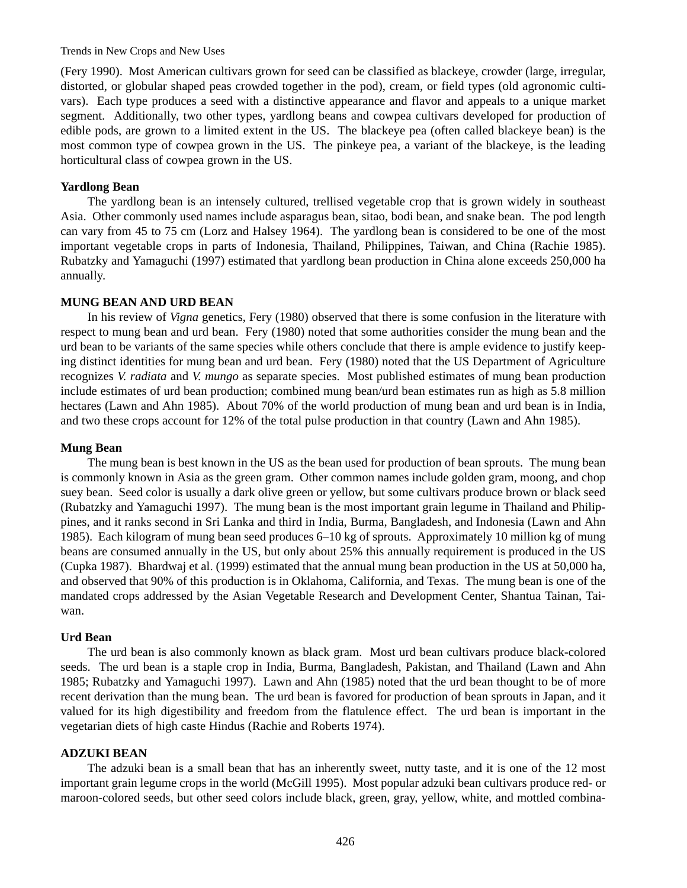(Fery 1990). Most American cultivars grown for seed can be classified as blackeye, crowder (large, irregular, distorted, or globular shaped peas crowded together in the pod), cream, or field types (old agronomic cultivars). Each type produces a seed with a distinctive appearance and flavor and appeals to a unique market segment. Additionally, two other types, yardlong beans and cowpea cultivars developed for production of edible pods, are grown to a limited extent in the US. The blackeye pea (often called blackeye bean) is the most common type of cowpea grown in the US. The pinkeye pea, a variant of the blackeye, is the leading horticultural class of cowpea grown in the US.

### Yardlong Bean

The yardlong bean is an intensely cultured, trellised vegetable crop that is grown widely in southeast Asia. Other commonly used names include asparagus bean, sitao, bodi bean, and snake bean. The pod length can vary from 45 to 75 cm (Lorz and Halsey 1964). The yardlong bean is considered to be one of the most important vegetable crops in parts of Indonesia, Thailand, Philippines, Taiwan, and China (Rachie 1985). Rubatzky and Yamaguchi (1997) estimated that yardlong bean production in China alone exceeds 250,000 ha annually.

## MUNG BEAN AND URD BEAN

In his review of *Vigna* genetics, Fery (1980) observed that there is some confusion in the literature with respect to mung bean and urd bean. Fery (1980) noted that some authorities consider the mung bean and the urd bean to be variants of the same species while others conclude that there is ample evidence to justify keeping distinct identities for mung bean and urd bean. Fery (1980) noted that the US Department of Agriculture recognizes *V. radiata* and *V. mungo* as separate species. Most published estimates of mung bean production include estimates of urd bean production; combined mung bean/urd bean estimates run as high as 5.8 million hectares (Lawn and Ahn 1985). About 70% of the world production of mung bean and urd bean is in India, and two these crops account for 12% of the total pulse production in that country (Lawn and Ahn 1985).

### Mung Bean

The mung bean is best known in the US as the bean used for production of bean sprouts. The mung bean is commonly known in Asia as the green gram. Other common names include golden gram, moong, and chop suey bean. Seed color is usually a dark olive green or yellow, but some cultivars produce brown or black seed (Rubatzky and Yamaguchi 1997). The mung bean is the most important grain legume in Thailand and Philippines, and it ranks second in Sri Lanka and third in India, Burma, Bangladesh, and Indonesia (Lawn and Ahn 1985). Each kilogram of mung bean seed produces 6–10 kg of sprouts. Approximately 10 million kg of mung beans are consumed annually in the US, but only about 25% this annually requirement is produced in the US (Cupka 1987). Bhardwaj et al. (1999) estimated that the annual mung bean production in the US at 50,000 ha, and observed that 90% of this production is in Oklahoma, California, and Texas. The mung bean is one of the mandated crops addressed by the Asian Vegetable Research and Development Center, Shantua Tainan, Taiwan.

### Urd Bean

The urd bean is also commonly known as black gram. Most urd bean cultivars produce black-colored seeds. The urd bean is a staple crop in India, Burma, Bangladesh, Pakistan, and Thailand (Lawn and Ahn 1985; Rubatzky and Yamaguchi 1997). Lawn and Ahn (1985) noted that the urd bean thought to be of more recent derivation than the mung bean. The urd bean is favored for production of bean sprouts in Japan, and it valued for its high digestibility and freedom from the flatulence effect. The urd bean is important in the vegetarian diets of high caste Hindus (Rachie and Roberts 1974).

## ADZUKI BEAN

The adzuki bean is a small bean that has an inherently sweet, nutty taste, and it is one of the 12 most important grain legume crops in the world (McGill 1995). Most popular adzuki bean cultivars produce red- or maroon-colored seeds, but other seed colors include black, green, gray, yellow, white, and mottled combina-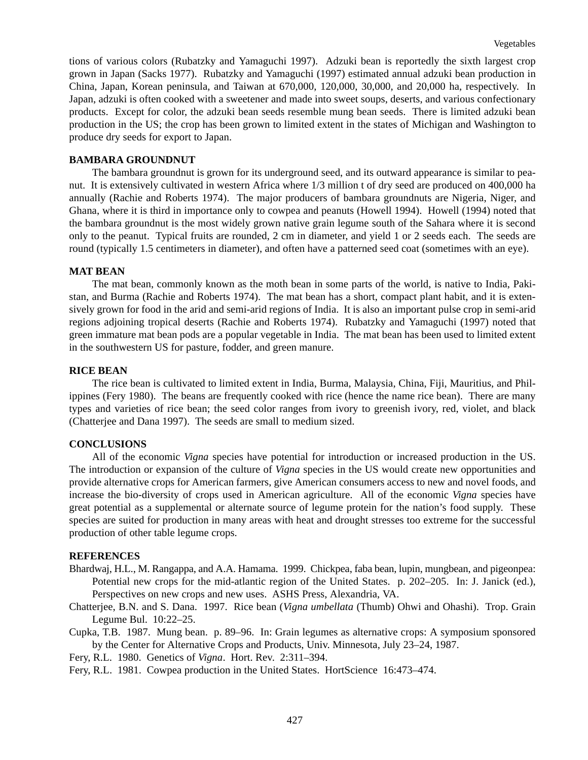tions of various colors (Rubatzky and Yamaguchi 1997). Adzuki bean is reportedly the sixth largest crop grown in Japan (Sacks 1977). Rubatzky and Yamaguchi (1997) estimated annual adzuki bean production in China, Japan, Korean peninsula, and Taiwan at 670,000, 120,000, 30,000, and 20,000 ha, respectively. In Japan, adzuki is often cooked with a sweetener and made into sweet soups, deserts, and various confectionary products. Except for color, the adzuki bean seeds resemble mung bean seeds. There is limited adzuki bean production in the US; the crop has been grown to limited extent in the states of Michigan and Washington to produce dry seeds for export to Japan.

### BAMBARA GROUNDNUT

The bambara groundnut is grown for its underground seed, and its outward appearance is similar to peanut. It is extensively cultivated in western Africa where 1/3 million t of dry seed are produced on 400,000 ha annually (Rachie and Roberts 1974). The major producers of bambara groundnuts are Nigeria, Niger, and Ghana, where it is third in importance only to cowpea and peanuts (Howell 1994). Howell (1994) noted that the bambara groundnut is the most widely grown native grain legume south of the Sahara where it is second only to the peanut. Typical fruits are rounded, 2 cm in diameter, and yield 1 or 2 seeds each. The seeds are round (typically 1.5 centimeters in diameter), and often have a patterned seed coat (sometimes with an eye).

### MAT BEAN

The mat bean, commonly known as the moth bean in some parts of the world, is native to India, Pakistan, and Burma (Rachie and Roberts 1974). The mat bean has a short, compact plant habit, and it is extensively grown for food in the arid and semi-arid regions of India. It is also an important pulse crop in semi-arid regions adjoining tropical deserts (Rachie and Roberts 1974). Rubatzky and Yamaguchi (1997) noted that green immature mat bean pods are a popular vegetable in India. The mat bean has been used to limited extent in the southwestern US for pasture, fodder, and green manure.

### RICE BEAN

The rice bean is cultivated to limited extent in India, Burma, Malaysia, China, Fiji, Mauritius, and Philippines (Fery 1980). The beans are frequently cooked with rice (hence the name rice bean). There are many types and varieties of rice bean; the seed color ranges from ivory to greenish ivory, red, violet, and black (Chatterjee and Dana 1997). The seeds are small to medium sized.

### CONCLUSIONS

All of the economic *Vigna* species have potential for introduction or increased production in the US. The introduction or expansion of the culture of *Vigna* species in the US would create new opportunities and provide alternative crops for American farmers, give American consumers access to new and novel foods, and increase the bio-diversity of crops used in American agriculture. All of the economic *Vigna* species have great potential as a supplemental or alternate source of legume protein for the nation's food supply. These species are suited for production in many areas with heat and drought stresses too extreme for the successful production of other table legume crops.

### REFERENCES

Bhardwaj, H.L., M. Rangappa, and A.A. Hamama. 1999. Chickpea, faba bean, lupin, mungbean, and pigeonpea: Potential new crops for the mid-atlantic region of the United States. p. 202–205. In: J. Janick (ed.), Perspectives on new crops and new uses. ASHS Press, Alexandria, VA.

Chatterjee, B.N. and S. Dana. 1997. Rice bean (*Vigna umbellata* (Thumb) Ohwi and Ohashi). Trop. Grain Legume Bul. 10:22–25.

Cupka, T.B. 1987. Mung bean. p. 89–96. In: Grain legumes as alternative crops: A symposium sponsored by the Center for Alternative Crops and Products, Univ. Minnesota, July 23–24, 1987.

Fery, R.L. 1980. Genetics of *Vigna*. Hort. Rev. 2:311–394.

Fery, R.L. 1981. Cowpea production in the United States. HortScience 16:473–474.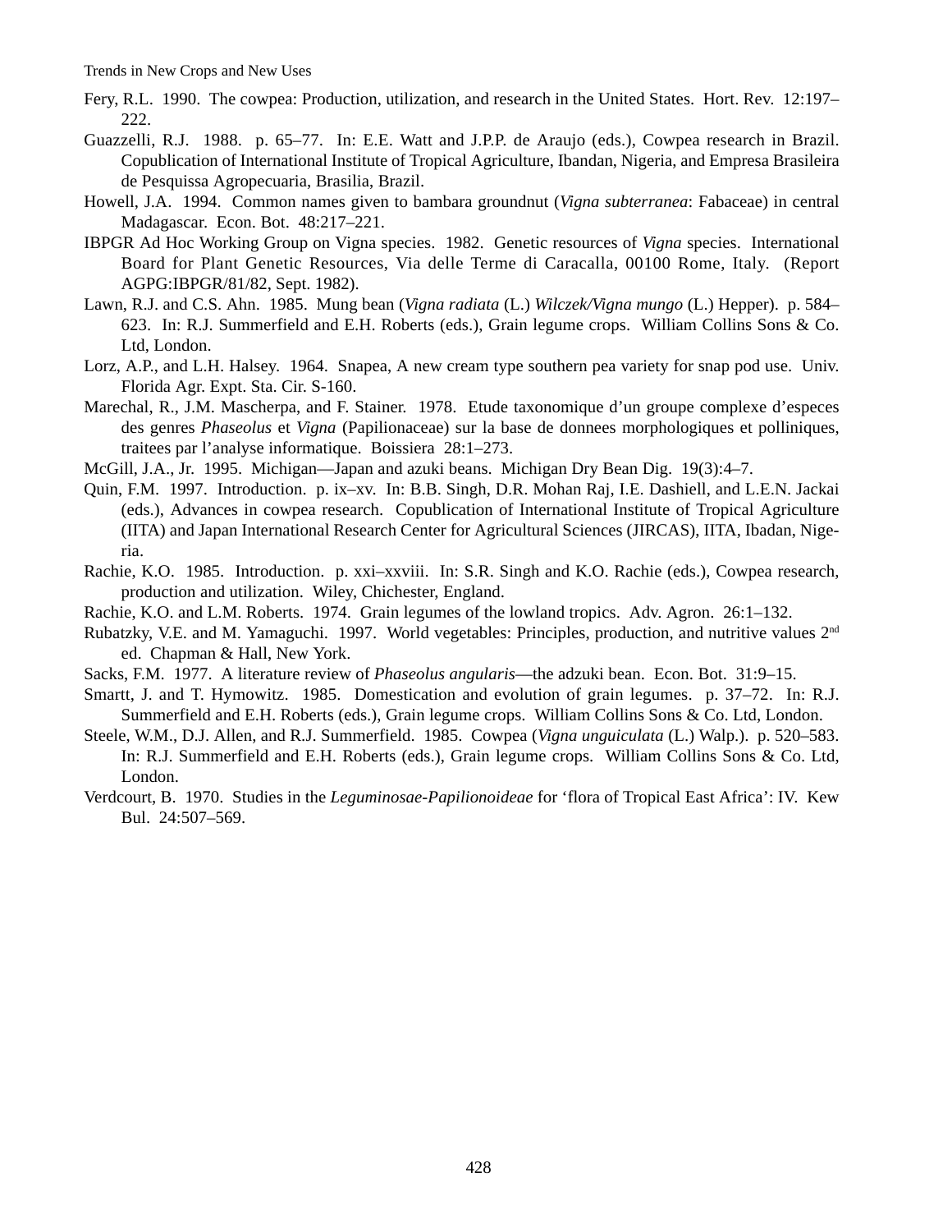Fery, R.L. 1990. The cowpea: Production, utilization, and research in the United States. Hort. Rev. 12:197–222.

Guazzelli, R.J. 1988. p. 65–77. In: E.E. Watt and J.P.P. de Araujo (eds.), Cowpea research in Brazil. Copublication of International Institute of Tropical Agriculture, Ibandan, Nigeria, and Empresa Brasileira de Pesquissa Agropecuaria, Brasilia, Brazil.

Howell, J.A. 1994. Common names given to bambara groundnut (*Vigna subterranea*: Fabaceae) in central Madagascar. Econ. Bot. 48:217–221.

IBPGR Ad Hoc Working Group on Vigna species. 1982. Genetic resources of *Vigna* species. International Board for Plant Genetic Resources, Via delle Terme di Caracalla, 00100 Rome, Italy. (Report AGPG:IBPGR/81/82, Sept. 1982).

Lawn, R.J. and C.S. Ahn. 1985. Mung bean (*Vigna radiata* (L.) *Wilczek/Vigna mungo* (L.) Hepper). p. 584–623. In: R.J. Summerfield and E.H. Roberts (eds.), Grain legume crops. William Collins Sons & Co. Ltd, London.

Lorz, A.P., and L.H. Halsey. 1964. Snapea, A new cream type southern pea variety for snap pod use. Univ. Florida Agr. Expt. Sta. Cir. S-160.

Marechal, R., J.M. Mascherpa, and F. Stainer. 1978. Etude taxonomique d'un groupe complexe d'especes des genres *Phaseolus* et *Vigna* (Papilionaceae) sur la base de donnees morphologiques et polliniques, traitees par l'analyse informatique. Boissiera 28:1–273.

McGill, J.A., Jr. 1995. Michigan—Japan and azuki beans. Michigan Dry Bean Dig. 19(3):4–7.

Quin, F.M. 1997. Introduction. p. ix–xv. In: B.B. Singh, D.R. Mohan Raj, I.E. Dashiell, and L.E.N. Jackai (eds.), Advances in cowpea research. Copublication of International Institute of Tropical Agriculture (IITA) and Japan International Research Center for Agricultural Sciences (JIRCAS), IITA, Ibadan, Nigeria.

Rachie, K.O. 1985. Introduction. p. xxi–xxviii. In: S.R. Singh and K.O. Rachie (eds.), Cowpea research, production and utilization. Wiley, Chichester, England.

Rachie, K.O. and L.M. Roberts. 1974. Grain legumes of the lowland tropics. Adv. Agron. 26:1–132.

Rubatzky, V.E. and M. Yamaguchi. 1997. World vegetables: Principles, production, and nutritive values 2nd ed. Chapman & Hall, New York.

Sacks, F.M. 1977. A literature review of *Phaseolus angularis*—the adzuki bean. Econ. Bot. 31:9–15.

Smartt, J. and T. Hymowitz. 1985. Domestication and evolution of grain legumes. p. 37–72. In: R.J. Summerfield and E.H. Roberts (eds.), Grain legume crops. William Collins Sons & Co. Ltd, London.

Steele, W.M., D.J. Allen, and R.J. Summerfield. 1985. Cowpea (*Vigna unguiculata* (L.) Walp.). p. 520–583. In: R.J. Summerfield and E.H. Roberts (eds.), Grain legume crops. William Collins Sons & Co. Ltd, London.

Verdcourt, B. 1970. Studies in the *Leguminosae-Papilionoideae* for 'flora of Tropical East Africa': IV. Kew Bul. 24:507–569.